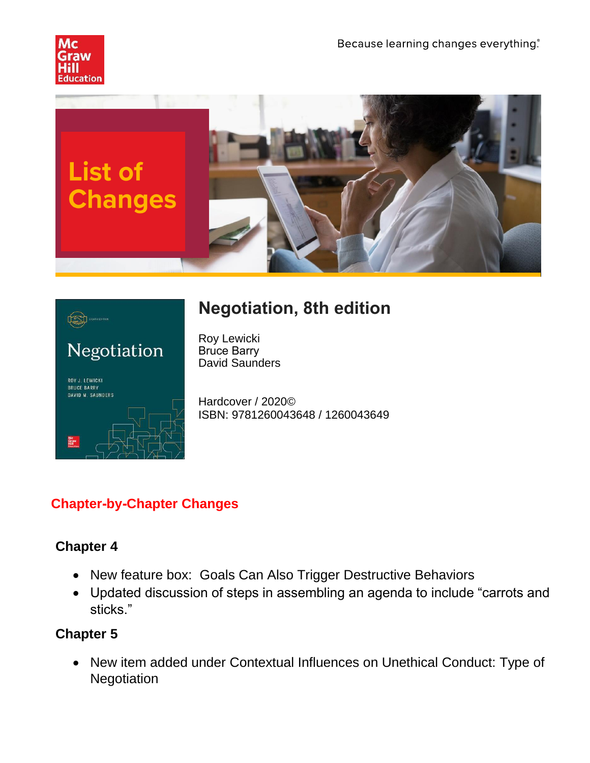Because learning changes everything.®

# List of Changes

## Negotiation, 8th edition

Roy Lewicki
Bruce Barry
David Saunders

Hardcover / 2020©
ISBN: 9781260043648 / 1260043649

## Chapter-by-Chapter Changes

### Chapter 4

- New feature box: Goals Can Also Trigger Destructive Behaviors
- Updated discussion of steps in assembling an agenda to include "carrots and sticks."

### Chapter 5

- New item added under Contextual Influences on Unethical Conduct: Type of Negotiation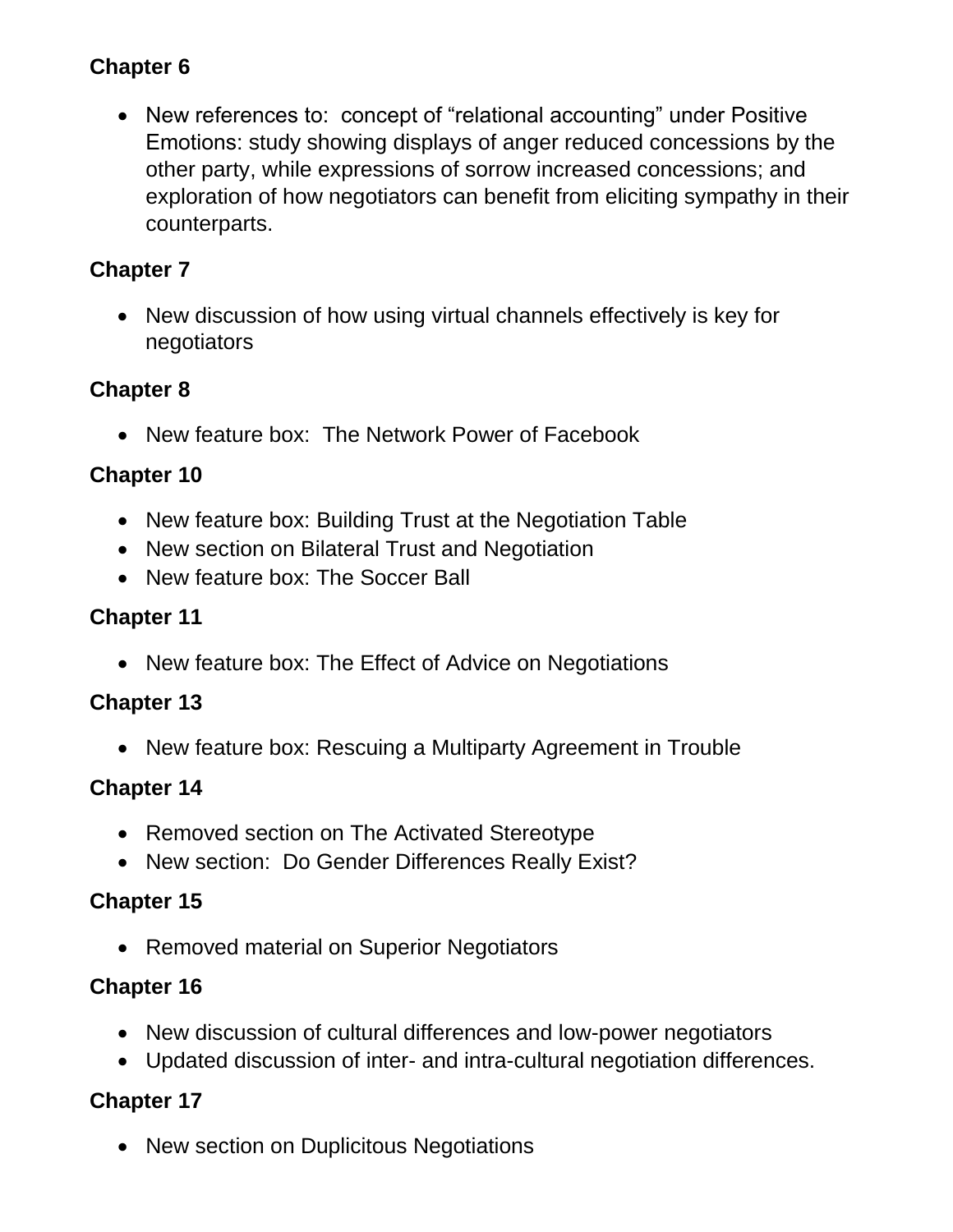**Chapter 6**

- New references to: concept of "relational accounting" under Positive Emotions: study showing displays of anger reduced concessions by the other party, while expressions of sorrow increased concessions; and exploration of how negotiators can benefit from eliciting sympathy in their counterparts.

**Chapter 7**

- New discussion of how using virtual channels effectively is key for negotiators

**Chapter 8**

- New feature box: The Network Power of Facebook

**Chapter 10**

- New feature box: Building Trust at the Negotiation Table
- New section on Bilateral Trust and Negotiation
- New feature box: The Soccer Ball

**Chapter 11**

- New feature box: The Effect of Advice on Negotiations

**Chapter 13**

- New feature box: Rescuing a Multiparty Agreement in Trouble

**Chapter 14**

- Removed section on The Activated Stereotype
- New section: Do Gender Differences Really Exist?

**Chapter 15**

- Removed material on Superior Negotiators

**Chapter 16**

- New discussion of cultural differences and low-power negotiators
- Updated discussion of inter- and intra-cultural negotiation differences.

**Chapter 17**

- New section on Duplicitous Negotiations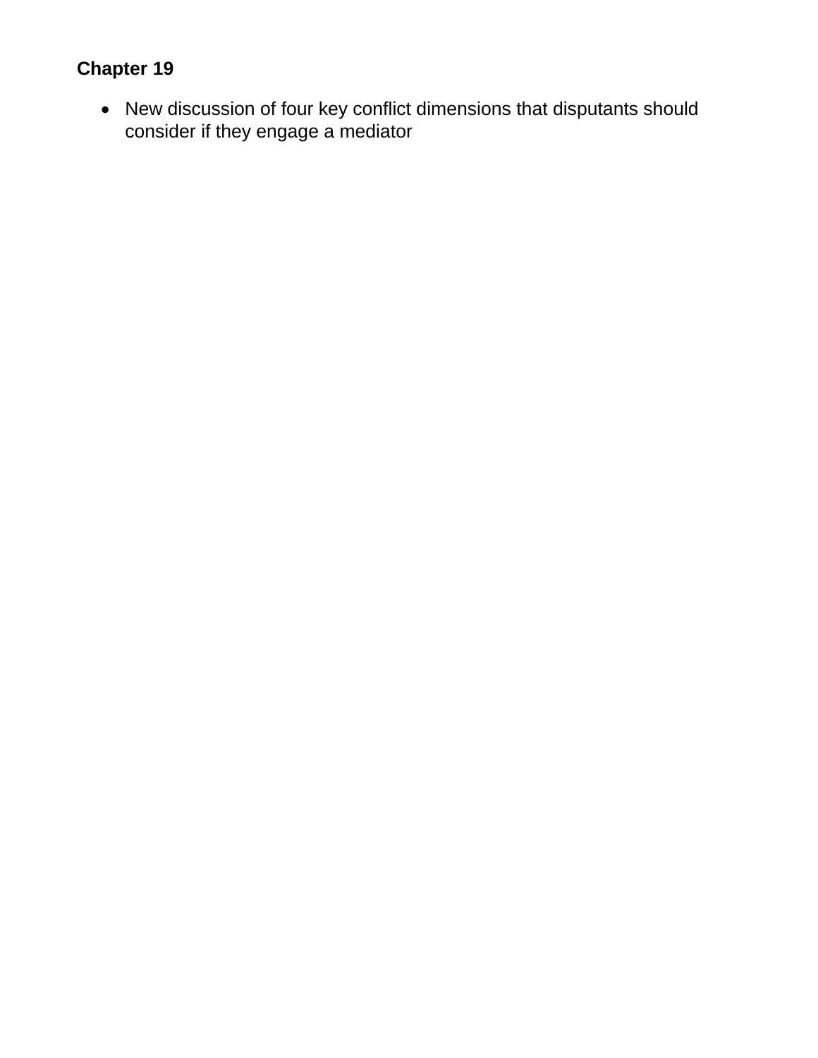**Chapter 19**

- New discussion of four key conflict dimensions that disputants should consider if they engage a mediator